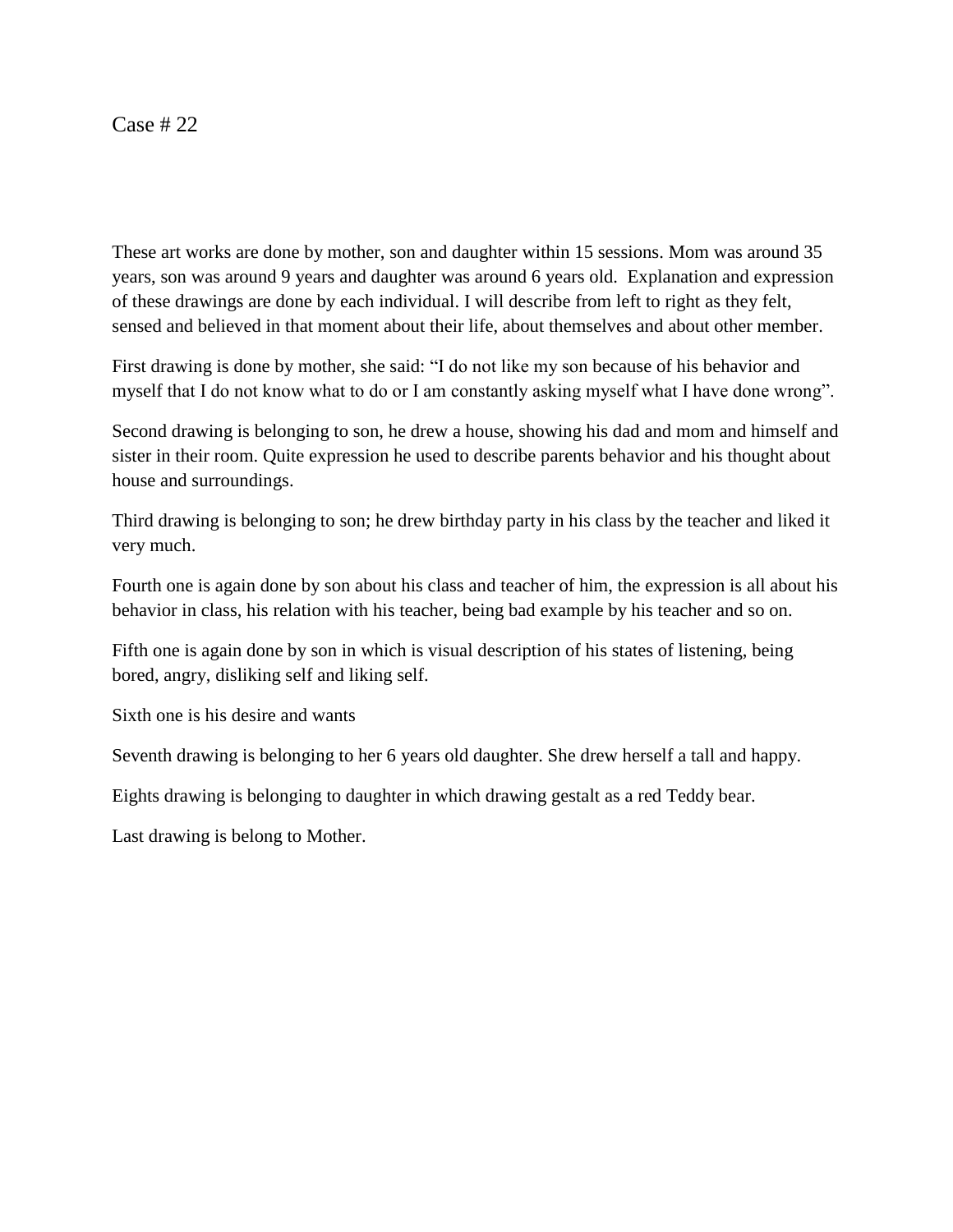Case # 22

These art works are done by mother, son and daughter within 15 sessions. Mom was around 35 years, son was around 9 years and daughter was around 6 years old.  Explanation and expression of these drawings are done by each individual. I will describe from left to right as they felt, sensed and believed in that moment about their life, about themselves and about other member.

First drawing is done by mother, she said: "I do not like my son because of his behavior and myself that I do not know what to do or I am constantly asking myself what I have done wrong".

Second drawing is belonging to son, he drew a house, showing his dad and mom and himself and sister in their room. Quite expression he used to describe parents behavior and his thought about house and surroundings.

Third drawing is belonging to son; he drew birthday party in his class by the teacher and liked it very much.

Fourth one is again done by son about his class and teacher of him, the expression is all about his behavior in class, his relation with his teacher, being bad example by his teacher and so on.

Fifth one is again done by son in which is visual description of his states of listening, being bored, angry, disliking self and liking self.

Sixth one is his desire and wants

Seventh drawing is belonging to her 6 years old daughter. She drew herself a tall and happy.

Eights drawing is belonging to daughter in which drawing gestalt as a red Teddy bear.

Last drawing is belong to Mother.